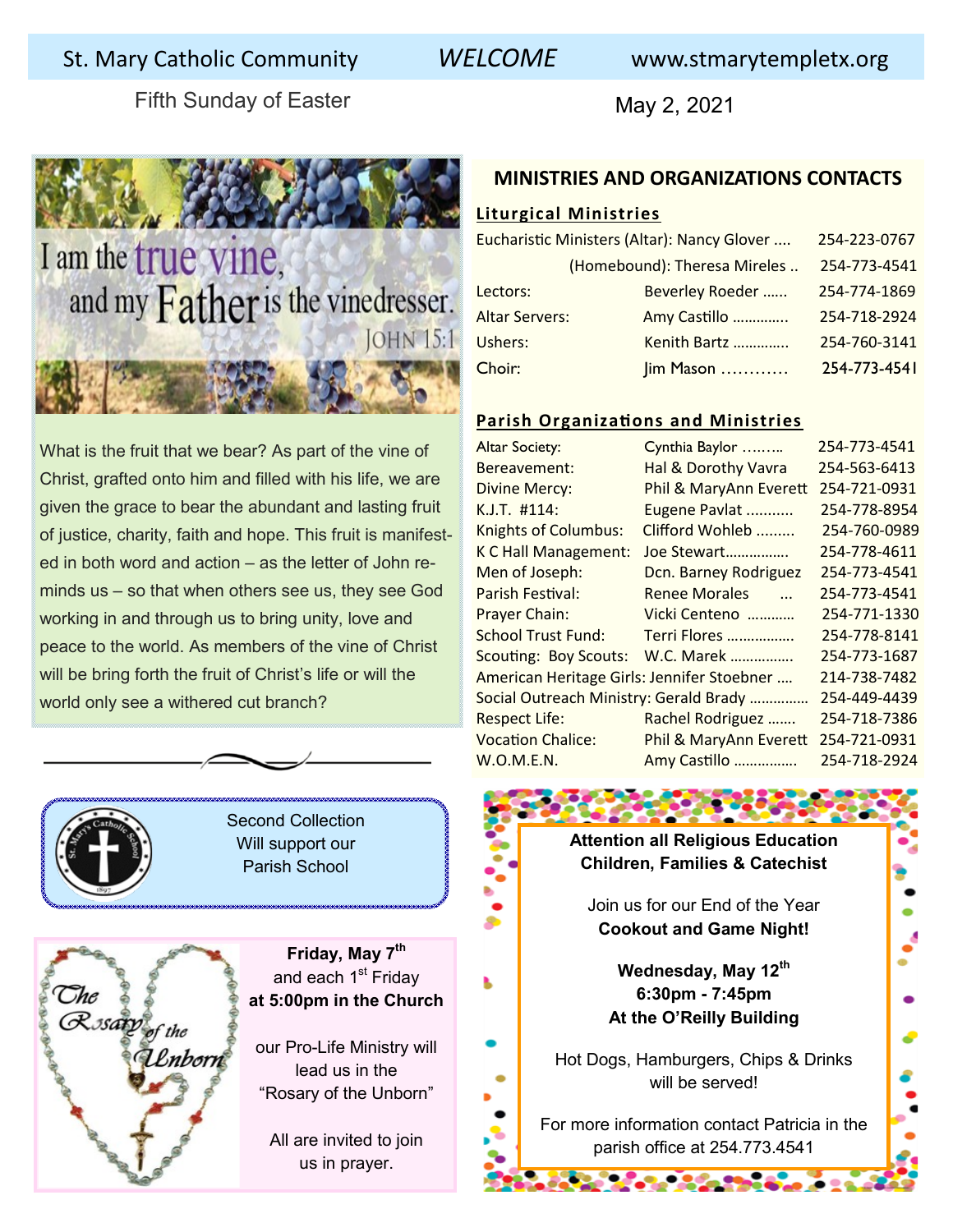St. Mary Catholic Community *WELCOME* www.stmarytempletx.org

Fifth Sunday of Easter

May 2, 2021

I am the true vine, and my Father is the vinedresser. JOHN 15:1

What is the fruit that we bear? As part of the vine of Christ, grafted onto him and filled with his life, we are given the grace to bear the abundant and lasting fruit of justice, charity, faith and hope. This fruit is manifested in both word and action – as the letter of John reminds us – so that when others see us, they see God working in and through us to bring unity, love and peace to the world. As members of the vine of Christ will be bring forth the fruit of Christ's life or will the world only see a withered cut branch?

Second Collection
Will support our
Parish School

**Friday, May 7th**
and each 1st Friday
**at 5:00pm in the Church**

our Pro-Life Ministry will lead us in the "Rosary of the Unborn"

All are invited to join us in prayer.

## MINISTRIES AND ORGANIZATIONS CONTACTS

### Liturgical Ministries

| | | |
|---|---|---|
| Eucharistic Ministers (Altar): | Nancy Glover .... | 254-223-0767 |
| (Homebound): | Theresa Mireles .. | 254-773-4541 |
| Lectors: | Beverley Roeder ...... | 254-774-1869 |
| Altar Servers: | Amy Castillo ............. | 254-718-2924 |
| Ushers: | Kenith Bartz ............. | 254-760-3141 |
| Choir: | Jim Mason ........... | 254-773-4541 |

### Parish Organizations and Ministries

| | | |
|---|---|---|
| Altar Society: | Cynthia Baylor ......... | 254-773-4541 |
| Bereavement: | Hal & Dorothy Vavra | 254-563-6413 |
| Divine Mercy: | Phil & MaryAnn Everett | 254-721-0931 |
| K.J.T. #114: | Eugene Pavlat ........... | 254-778-8954 |
| Knights of Columbus: | Clifford Wohleb ......... | 254-760-0989 |
| K C Hall Management: | Joe Stewart................ | 254-778-4611 |
| Men of Joseph: | Dcn. Barney Rodriguez | 254-773-4541 |
| Parish Festival: | Renee Morales ... | 254-773-4541 |
| Prayer Chain: | Vicki Centeno ........... | 254-771-1330 |
| School Trust Fund: | Terri Flores ................. | 254-778-8141 |
| Scouting: Boy Scouts: | W.C. Marek ............... | 254-773-1687 |
| American Heritage Girls: | Jennifer Stoebner .... | 214-738-7482 |
| Social Outreach Ministry: | Gerald Brady .............. | 254-449-4439 |
| Respect Life: | Rachel Rodriguez ....... | 254-718-7386 |
| Vocation Chalice: | Phil & MaryAnn Everett | 254-721-0931 |
| W.O.M.E.N. | Amy Castillo ............... | 254-718-2924 |

**Attention all Religious Education Children, Families & Catechist**

Join us for our End of the Year
**Cookout and Game Night!**

**Wednesday, May 12th**
**6:30pm - 7:45pm**
**At the O'Reilly Building**

Hot Dogs, Hamburgers, Chips & Drinks will be served!

For more information contact Patricia in the parish office at 254.773.4541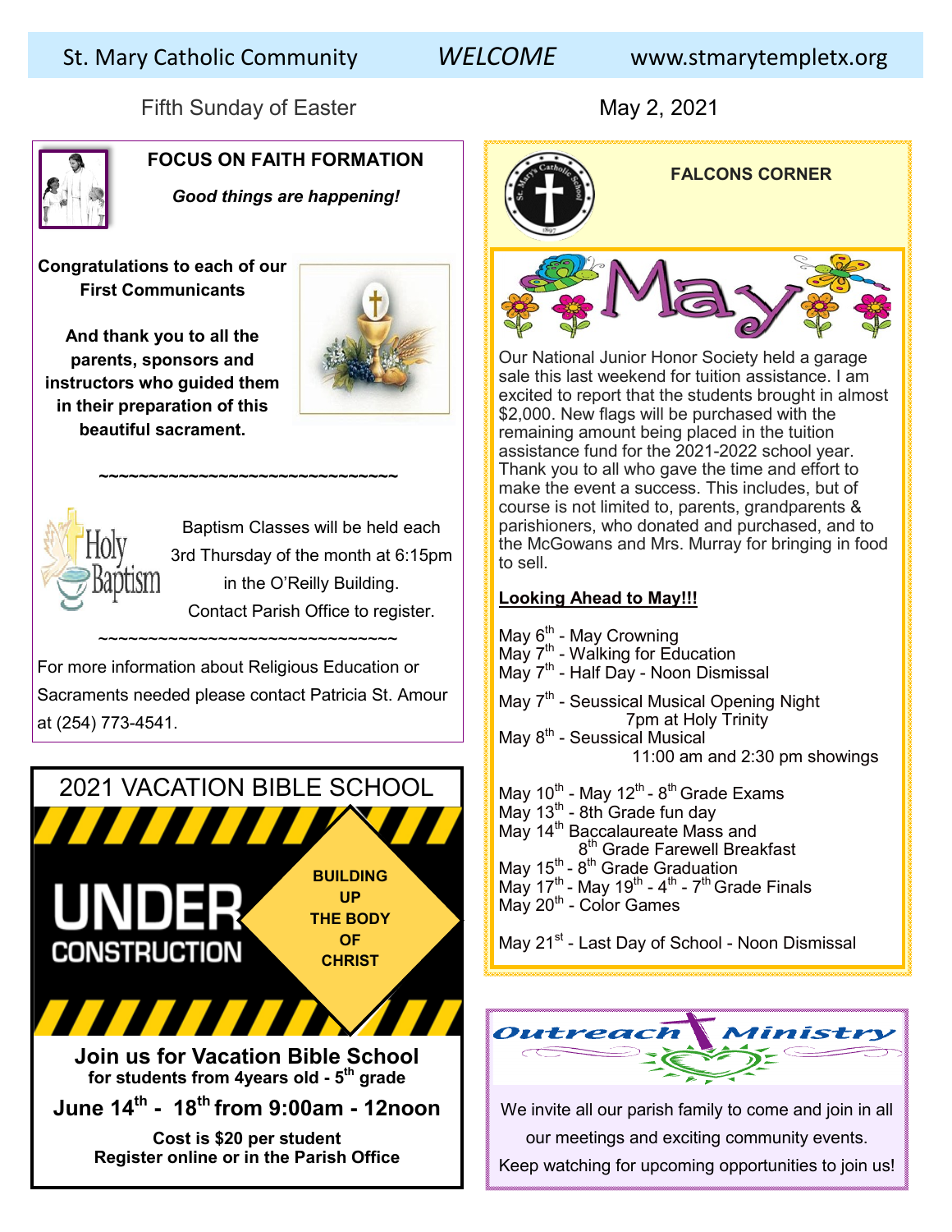St. Mary Catholic Community *WELCOME* www.stmarytempletx.org

Fifth Sunday of Easter May 2, 2021

## FOCUS ON FAITH FORMATION

***Good things are happening!***

**Congratulations to each of our First Communicants**

**And thank you to all the parents, sponsors and instructors who guided them in their preparation of this beautiful sacrament.**

~~~~~~~~~~~~~~~~~~~~~~~~~~~~~~~~

Holy Baptism

Baptism Classes will be held each 3rd Thursday of the month at 6:15pm in the O'Reilly Building. Contact Parish Office to register.

~~~~~~~~~~~~~~~~~~~~~~~~~~~~~~~~

For more information about Religious Education or Sacraments needed please contact Patricia St. Amour at (254) 773-4541.

## 2021 VACATION BIBLE SCHOOL

UNDER CONSTRUCTION

**BUILDING UP THE BODY OF CHRIST**

**Join us for Vacation Bible School**
**for students from 4years old - 5th grade**

**June 14th - 18th from 9:00am - 12noon**

**Cost is $20 per student**
**Register online or in the Parish Office**

## FALCONS CORNER

May

Our National Junior Honor Society held a garage sale this last weekend for tuition assistance. I am excited to report that the students brought in almost $2,000. New flags will be purchased with the remaining amount being placed in the tuition assistance fund for the 2021-2022 school year. Thank you to all who gave the time and effort to make the event a success. This includes, but of course is not limited to, parents, grandparents & parishioners, who donated and purchased, and to the McGowans and Mrs. Murray for bringing in food to sell.

**Looking Ahead to May!!!**

May 6th - May Crowning
May 7th - Walking for Education
May 7th - Half Day - Noon Dismissal

May 7th - Seussical Musical Opening Night
7pm at Holy Trinity
May 8th - Seussical Musical
11:00 am and 2:30 pm showings

May 10th - May 12th - 8th Grade Exams
May 13th - 8th Grade fun day
May 14th Baccalaureate Mass and
8th Grade Farewell Breakfast
May 15th - 8th Grade Graduation
May 17th - May 19th - 4th - 7th Grade Finals
May 20th - Color Games

May 21st - Last Day of School - Noon Dismissal

## Outreach Ministry

We invite all our parish family to come and join in all our meetings and exciting community events.
Keep watching for upcoming opportunities to join us!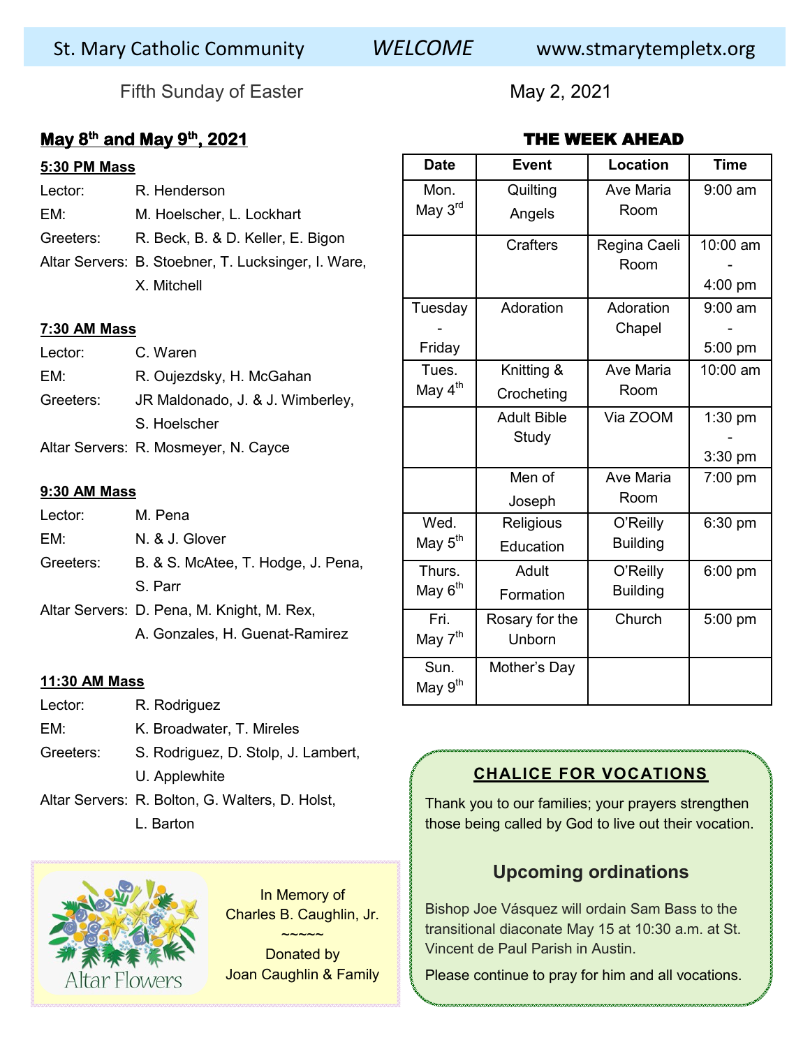St. Mary Catholic Community *WELCOME* www.stmarytempletx.org

Fifth Sunday of Easter — May 2, 2021

## May 8th and May 9th, 2021

**5:30 PM Mass**

Lector: R. Henderson
EM: M. Hoelscher, L. Lockhart
Greeters: R. Beck, B. & D. Keller, E. Bigon
Altar Servers: B. Stoebner, T. Lucksinger, I. Ware, X. Mitchell

**7:30 AM Mass**

Lector: C. Waren
EM: R. Oujezdsky, H. McGahan
Greeters: JR Maldonado, J. & J. Wimberley, S. Hoelscher
Altar Servers: R. Mosmeyer, N. Cayce

**9:30 AM Mass**

Lector: M. Pena
EM: N. & J. Glover
Greeters: B. & S. McAtee, T. Hodge, J. Pena, S. Parr
Altar Servers: D. Pena, M. Knight, M. Rex, A. Gonzales, H. Guenat-Ramirez

**11:30 AM Mass**

Lector: R. Rodriguez
EM: K. Broadwater, T. Mireles
Greeters: S. Rodriguez, D. Stolp, J. Lambert, U. Applewhite
Altar Servers: R. Bolton, G. Walters, D. Holst, L. Barton

Altar Flowers

In Memory of
Charles B. Caughlin, Jr.
~~~~~
Donated by
Joan Caughlin & Family

## THE WEEK AHEAD

| Date | Event | Location | Time |
|---|---|---|---|
| Mon. May 3rd | Quilting Angels | Ave Maria Room | 9:00 am |
| | Crafters | Regina Caeli Room | 10:00 am - 4:00 pm |
| Tuesday - Friday | Adoration | Adoration Chapel | 9:00 am - 5:00 pm |
| Tues. May 4th | Knitting & Crocheting | Ave Maria Room | 10:00 am |
| | Adult Bible Study | Via ZOOM | 1:30 pm - 3:30 pm |
| | Men of Joseph | Ave Maria Room | 7:00 pm |
| Wed. May 5th | Religious Education | O'Reilly Building | 6:30 pm |
| Thurs. May 6th | Adult Formation | O'Reilly Building | 6:00 pm |
| Fri. May 7th | Rosary for the Unborn | Church | 5:00 pm |
| Sun. May 9th | Mother's Day | | |

### CHALICE FOR VOCATIONS

Thank you to our families; your prayers strengthen those being called by God to live out their vocation.

### Upcoming ordinations

Bishop Joe Vásquez will ordain Sam Bass to the transitional diaconate May 15 at 10:30 a.m. at St. Vincent de Paul Parish in Austin.

Please continue to pray for him and all vocations.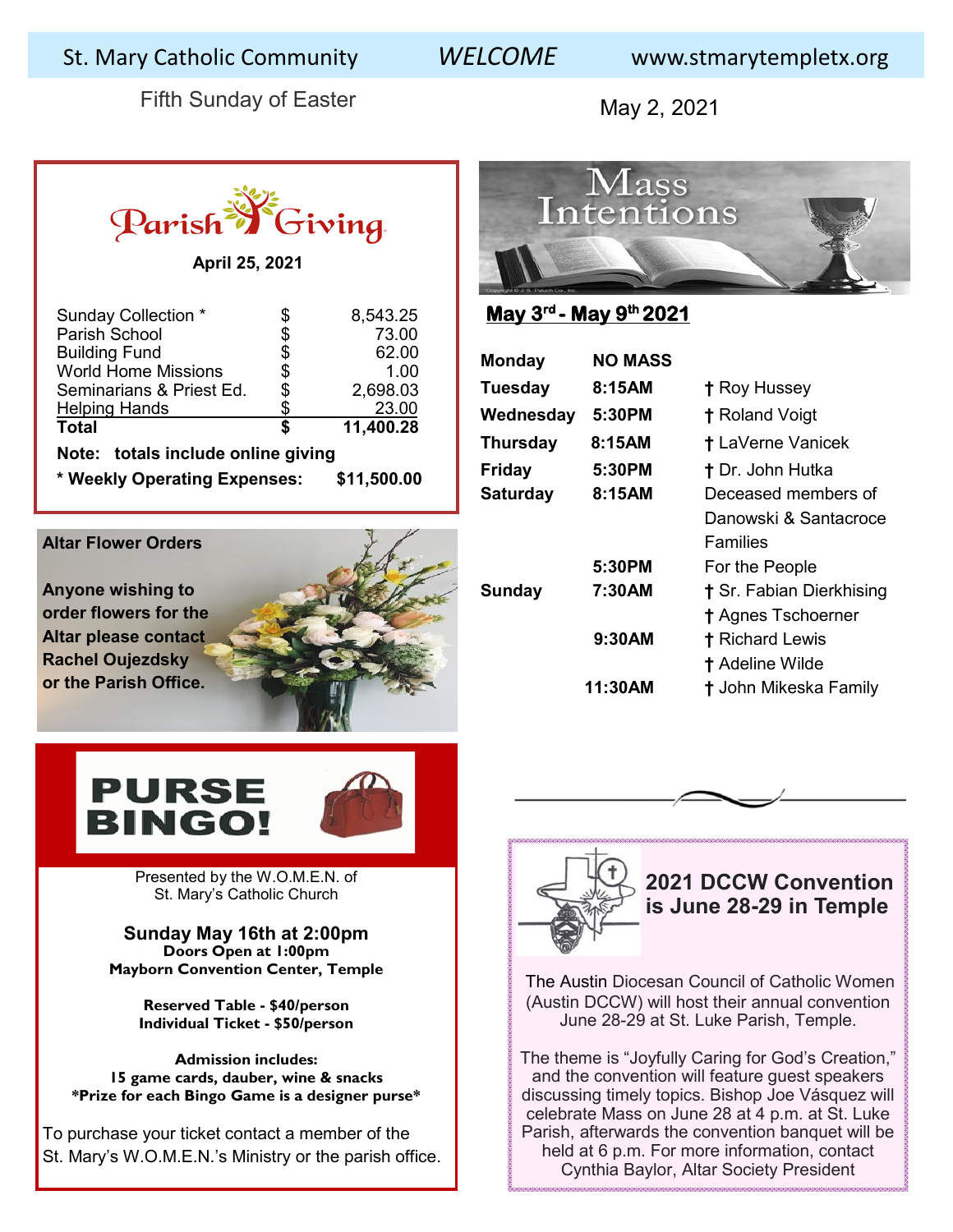St. Mary Catholic Community *WELCOME* www.stmarytempletx.org

Fifth Sunday of Easter

May 2, 2021

## Parish Giving

**April 25, 2021**

| | | |
|---|---|---|
| Sunday Collection * | $ | 8,543.25 |
| Parish School | $ | 73.00 |
| Building Fund | $ | 62.00 |
| World Home Missions | $ | 1.00 |
| Seminarians & Priest Ed. | $ | 2,698.03 |
| Helping Hands | $ | 23.00 |
| **Total** | **$** | **11,400.28** |

**Note: totals include online giving**

**\* Weekly Operating Expenses: $11,500.00**

**Altar Flower Orders**

**Anyone wishing to order flowers for the Altar please contact Rachel Oujezdsky or the Parish Office.**

## PURSE BINGO!

Presented by the W.O.M.E.N. of St. Mary's Catholic Church

**Sunday May 16th at 2:00pm**
**Doors Open at 1:00pm**
**Mayborn Convention Center, Temple**

**Reserved Table - $40/person**
**Individual Ticket - $50/person**

**Admission includes:**
**15 game cards, dauber, wine & snacks**
**\*Prize for each Bingo Game is a designer purse\***

To purchase your ticket contact a member of the St. Mary's W.O.M.E.N.'s Ministry or the parish office.

## Mass Intentions

**May 3rd - May 9th 2021**

| | | |
|---|---|---|
| **Monday** | **NO MASS** | |
| **Tuesday** | **8:15AM** | † Roy Hussey |
| **Wednesday** | **5:30PM** | † Roland Voigt |
| **Thursday** | **8:15AM** | † LaVerne Vanicek |
| **Friday** | **5:30PM** | † Dr. John Hutka |
| **Saturday** | **8:15AM** | Deceased members of Danowski & Santacroce Families |
| | **5:30PM** | For the People |
| **Sunday** | **7:30AM** | † Sr. Fabian Dierkhising |
| | | † Agnes Tschoerner |
| | **9:30AM** | † Richard Lewis |
| | | † Adeline Wilde |
| | **11:30AM** | † John Mikeska Family |

### 2021 DCCW Convention is June 28-29 in Temple

The Austin Diocesan Council of Catholic Women (Austin DCCW) will host their annual convention June 28-29 at St. Luke Parish, Temple.

The theme is "Joyfully Caring for God's Creation," and the convention will feature guest speakers discussing timely topics. Bishop Joe Vásquez will celebrate Mass on June 28 at 4 p.m. at St. Luke Parish, afterwards the convention banquet will be held at 6 p.m. For more information, contact Cynthia Baylor, Altar Society President